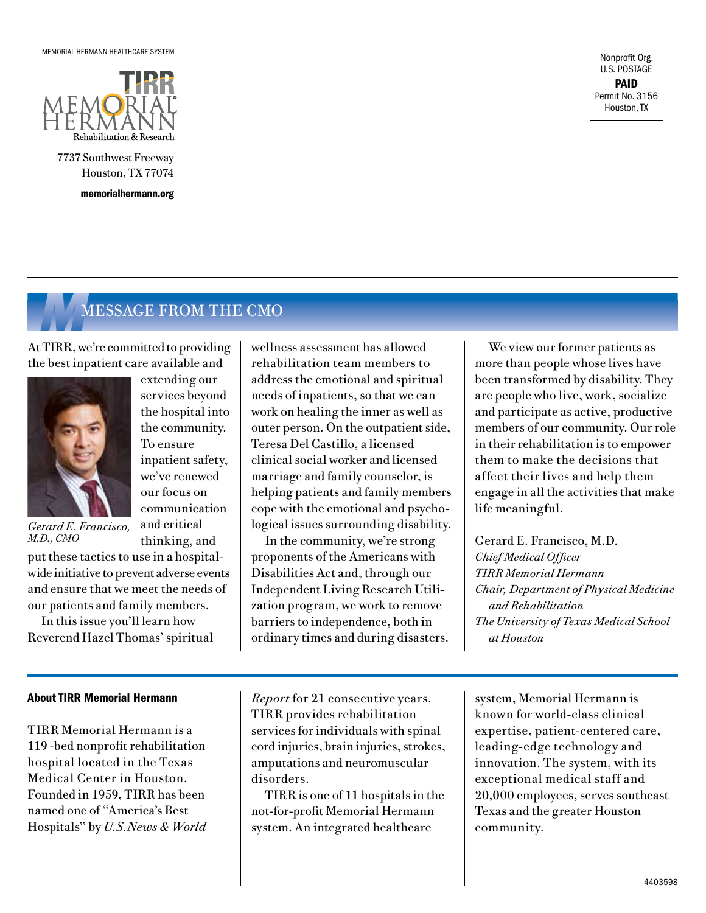MEMORIAL HERMANN HEALTHCARE SYSTEM

TIRR MEMORIAL HERMANN
Rehabilitation & Research

7737 Southwest Freeway
Houston, TX 77074

**memorialhermann.org**

Nonprofit Org.
U.S. POSTAGE
**PAID**
Permit No. 3156
Houston, TX

## MESSAGE FROM THE CMO

At TIRR, we're committed to providing the best inpatient care available and extending our services beyond the hospital into the community. To ensure inpatient safety, we've renewed our focus on communication and critical thinking, and put these tactics to use in a hospital-wide initiative to prevent adverse events and ensure that we meet the needs of our patients and family members.

*Gerard E. Francisco, M.D., CMO*

In this issue you'll learn how Reverend Hazel Thomas' spiritual wellness assessment has allowed rehabilitation team members to address the emotional and spiritual needs of inpatients, so that we can work on healing the inner as well as outer person. On the outpatient side, Teresa Del Castillo, a licensed clinical social worker and licensed marriage and family counselor, is helping patients and family members cope with the emotional and psychological issues surrounding disability.

In the community, we're strong proponents of the Americans with Disabilities Act and, through our Independent Living Research Utilization program, we work to remove barriers to independence, both in ordinary times and during disasters.

We view our former patients as more than people whose lives have been transformed by disability. They are people who live, work, socialize and participate as active, productive members of our community. Our role in their rehabilitation is to empower them to make the decisions that affect their lives and help them engage in all the activities that make life meaningful.

Gerard E. Francisco, M.D.
*Chief Medical Officer*
*TIRR Memorial Hermann*
*Chair, Department of Physical Medicine and Rehabilitation*
*The University of Texas Medical School at Houston*

### About TIRR Memorial Hermann

TIRR Memorial Hermann is a 119 -bed nonprofit rehabilitation hospital located in the Texas Medical Center in Houston. Founded in 1959, TIRR has been named one of "America's Best Hospitals" by *U.S.News & World Report* for 21 consecutive years. TIRR provides rehabilitation services for individuals with spinal cord injuries, brain injuries, strokes, amputations and neuromuscular disorders.

TIRR is one of 11 hospitals in the not-for-profit Memorial Hermann system. An integrated healthcare system, Memorial Hermann is known for world-class clinical expertise, patient-centered care, leading-edge technology and innovation. The system, with its exceptional medical staff and 20,000 employees, serves southeast Texas and the greater Houston community.

4403598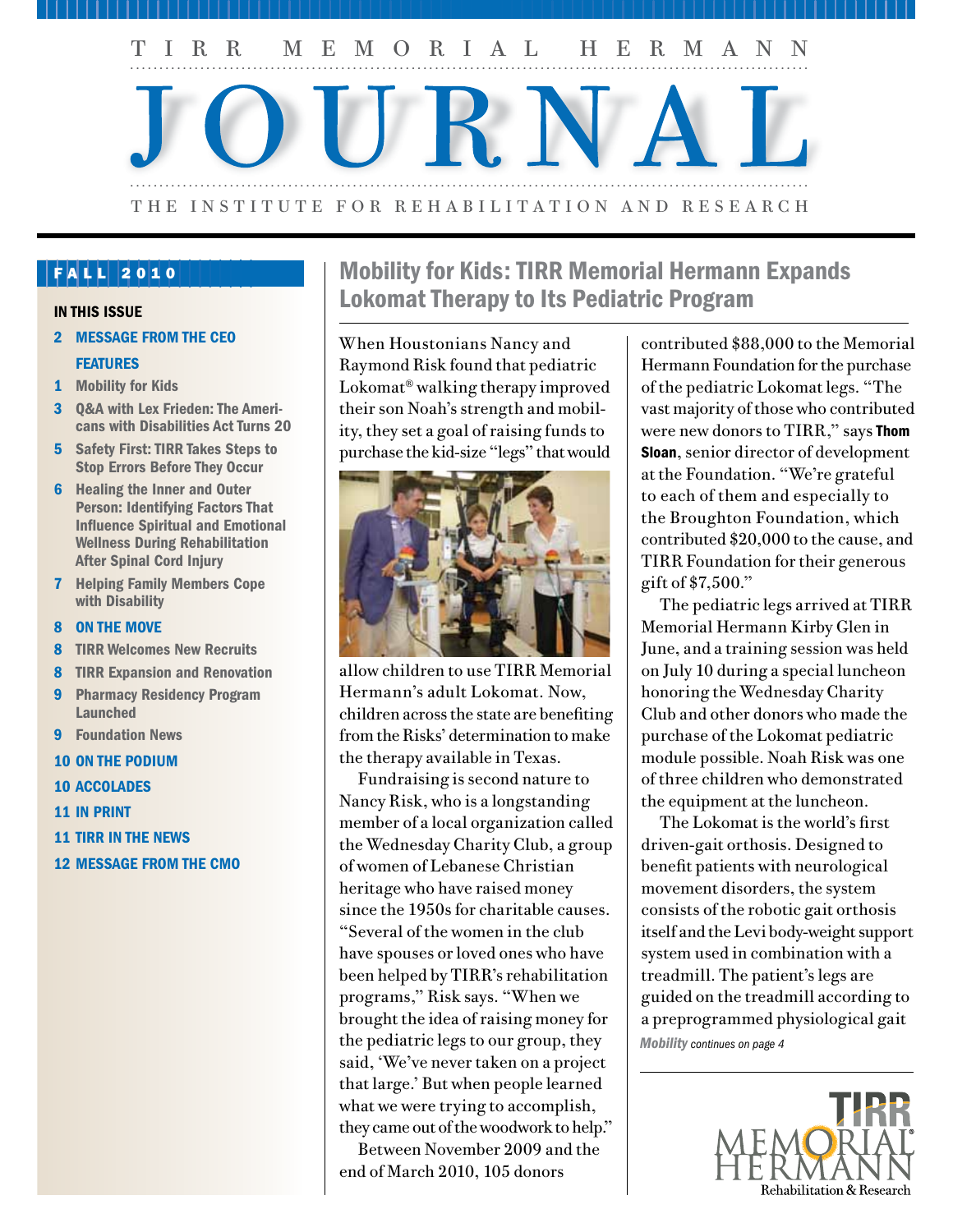# TIRR MEMORIAL HERMANN JOURNAL

THE INSTITUTE FOR REHABILITATION AND RESEARCH

**FALL 2010**

**IN THIS ISSUE**

- **2 MESSAGE FROM THE CEO**
- **FEATURES**
- **1** Mobility for Kids
- **3** Q&A with Lex Frieden: The Americans with Disabilities Act Turns 20
- **5** Safety First: TIRR Takes Steps to Stop Errors Before They Occur
- **6** Healing the Inner and Outer Person: Identifying Factors That Influence Spiritual and Emotional Wellness During Rehabilitation After Spinal Cord Injury
- **7** Helping Family Members Cope with Disability
- **8 ON THE MOVE**
- **8** TIRR Welcomes New Recruits
- **8** TIRR Expansion and Renovation
- **9** Pharmacy Residency Program Launched
- **9** Foundation News
- **10 ON THE PODIUM**
- **10 ACCOLADES**
- **11 IN PRINT**
- **11 TIRR IN THE NEWS**
- **12 MESSAGE FROM THE CMO**

## Mobility for Kids: TIRR Memorial Hermann Expands Lokomat Therapy to Its Pediatric Program

When Houstonians Nancy and Raymond Risk found that pediatric Lokomat® walking therapy improved their son Noah's strength and mobility, they set a goal of raising funds to purchase the kid-size "legs" that would allow children to use TIRR Memorial Hermann's adult Lokomat. Now, children across the state are benefiting from the Risks' determination to make the therapy available in Texas.

Fundraising is second nature to Nancy Risk, who is a longstanding member of a local organization called the Wednesday Charity Club, a group of women of Lebanese Christian heritage who have raised money since the 1950s for charitable causes. "Several of the women in the club have spouses or loved ones who have been helped by TIRR's rehabilitation programs," Risk says. "When we brought the idea of raising money for the pediatric legs to our group, they said, 'We've never taken on a project that large.' But when people learned what we were trying to accomplish, they came out of the woodwork to help."

Between November 2009 and the end of March 2010, 105 donors contributed $88,000 to the Memorial Hermann Foundation for the purchase of the pediatric Lokomat legs. "The vast majority of those who contributed were new donors to TIRR," says **Thom Sloan**, senior director of development at the Foundation. "We're grateful to each of them and especially to the Broughton Foundation, which contributed $20,000 to the cause, and TIRR Foundation for their generous gift of $7,500."

The pediatric legs arrived at TIRR Memorial Hermann Kirby Glen in June, and a training session was held on July 10 during a special luncheon honoring the Wednesday Charity Club and other donors who made the purchase of the Lokomat pediatric module possible. Noah Risk was one of three children who demonstrated the equipment at the luncheon.

The Lokomat is the world's first driven-gait orthosis. Designed to benefit patients with neurological movement disorders, the system consists of the robotic gait orthosis itself and the Levi body-weight support system used in combination with a treadmill. The patient's legs are guided on the treadmill according to a preprogrammed physiological gait

*Mobility continues on page 4*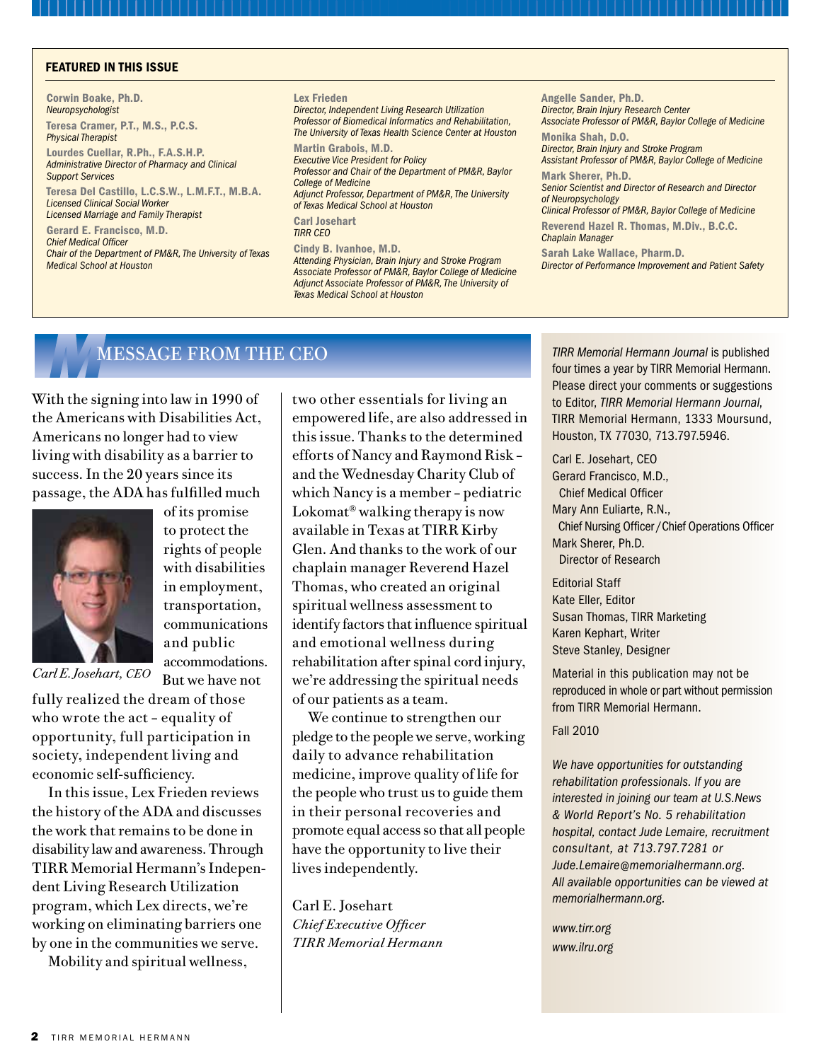## FEATURED IN THIS ISSUE

**Corwin Boake, Ph.D.**
*Neuropsychologist*

**Teresa Cramer, P.T., M.S., P.C.S.**
*Physical Therapist*

**Lourdes Cuellar, R.Ph., F.A.S.H.P.**
*Administrative Director of Pharmacy and Clinical Support Services*

**Teresa Del Castillo, L.C.S.W., L.M.F.T., M.B.A.**
*Licensed Clinical Social Worker*
*Licensed Marriage and Family Therapist*

**Gerard E. Francisco, M.D.**
*Chief Medical Officer*
*Chair of the Department of PM&R, The University of Texas Medical School at Houston*

**Lex Frieden**
*Director, Independent Living Research Utilization*
*Professor of Biomedical Informatics and Rehabilitation, The University of Texas Health Science Center at Houston*

**Martin Grabois, M.D.**
*Executive Vice President for Policy*
*Professor and Chair of the Department of PM&R, Baylor College of Medicine*
*Adjunct Professor, Department of PM&R, The University of Texas Medical School at Houston*

**Carl Josehart**
*TIRR CEO*

**Cindy B. Ivanhoe, M.D.**
*Attending Physician, Brain Injury and Stroke Program*
*Associate Professor of PM&R, Baylor College of Medicine*
*Adjunct Associate Professor of PM&R, The University of Texas Medical School at Houston*

**Angelle Sander, Ph.D.**
*Director, Brain Injury Research Center*
*Associate Professor of PM&R, Baylor College of Medicine*

**Monika Shah, D.O.**
*Director, Brain Injury and Stroke Program*
*Assistant Professor of PM&R, Baylor College of Medicine*

**Mark Sherer, Ph.D.**
*Senior Scientist and Director of Research and Director of Neuropsychology*
*Clinical Professor of PM&R, Baylor College of Medicine*

**Reverend Hazel R. Thomas, M.Div., B.C.C.**
*Chaplain Manager*

**Sarah Lake Wallace, Pharm.D.**
*Director of Performance Improvement and Patient Safety*

# MESSAGE FROM THE CEO

With the signing into law in 1990 of the Americans with Disabilities Act, Americans no longer had to view living with disability as a barrier to success. In the 20 years since its passage, the ADA has fulfilled much of its promise to protect the rights of people with disabilities in employment, transportation, communications and public accommodations. But we have not fully realized the dream of those who wrote the act – equality of opportunity, full participation in society, independent living and economic self-sufficiency.

*Carl E. Josehart, CEO*

In this issue, Lex Frieden reviews the history of the ADA and discusses the work that remains to be done in disability law and awareness. Through TIRR Memorial Hermann's Independent Living Research Utilization program, which Lex directs, we're working on eliminating barriers one by one in the communities we serve.

Mobility and spiritual wellness, two other essentials for living an empowered life, are also addressed in this issue. Thanks to the determined efforts of Nancy and Raymond Risk – and the Wednesday Charity Club of which Nancy is a member – pediatric Lokomat® walking therapy is now available in Texas at TIRR Kirby Glen. And thanks to the work of our chaplain manager Reverend Hazel Thomas, who created an original spiritual wellness assessment to identify factors that influence spiritual and emotional wellness during rehabilitation after spinal cord injury, we're addressing the spiritual needs of our patients as a team.

We continue to strengthen our pledge to the people we serve, working daily to advance rehabilitation medicine, improve quality of life for the people who trust us to guide them in their personal recoveries and promote equal access so that all people have the opportunity to live their lives independently.

Carl E. Josehart
*Chief Executive Officer*
*TIRR Memorial Hermann*

---

*TIRR Memorial Hermann Journal* is published four times a year by TIRR Memorial Hermann. Please direct your comments or suggestions to Editor, *TIRR Memorial Hermann Journal*, TIRR Memorial Hermann, 1333 Moursund, Houston, TX 77030, 713.797.5946.

Carl E. Josehart, CEO
Gerard Francisco, M.D., Chief Medical Officer
Mary Ann Euliarte, R.N., Chief Nursing Officer / Chief Operations Officer
Mark Sherer, Ph.D. Director of Research

Editorial Staff
Kate Eller, Editor
Susan Thomas, TIRR Marketing
Karen Kephart, Writer
Steve Stanley, Designer

Material in this publication may not be reproduced in whole or part without permission from TIRR Memorial Hermann.

Fall 2010

*We have opportunities for outstanding rehabilitation professionals. If you are interested in joining our team at U.S.News & World Report's No. 5 rehabilitation hospital, contact Jude Lemaire, recruitment consultant, at 713.797.7281 or Jude.Lemaire@memorialhermann.org. All available opportunities can be viewed at memorialhermann.org.*

*www.tirr.org*
*www.ilru.org*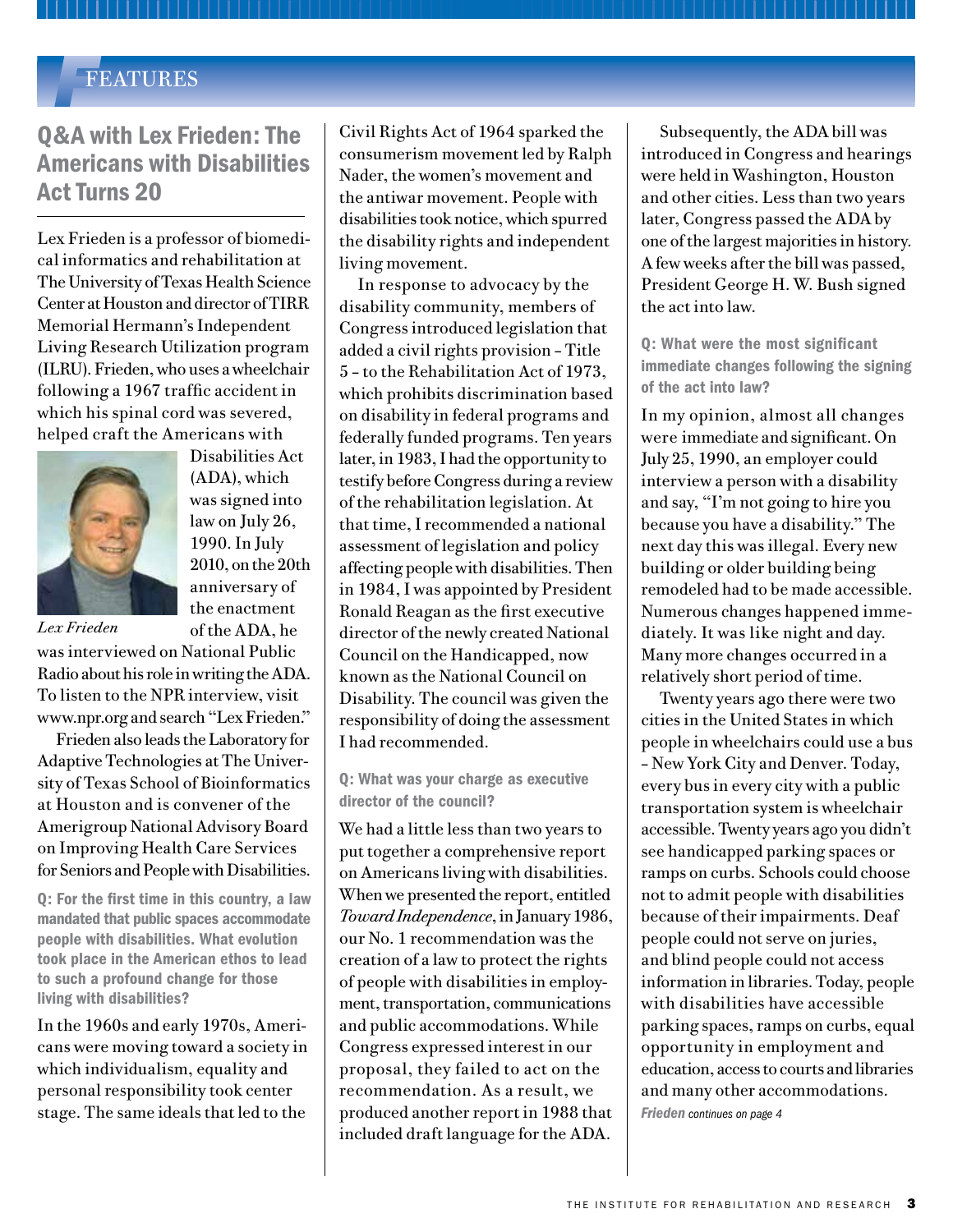FEATURES

## Q&A with Lex Frieden: The Americans with Disabilities Act Turns 20

Lex Frieden is a professor of biomedical informatics and rehabilitation at The University of Texas Health Science Center at Houston and director of TIRR Memorial Hermann's Independent Living Research Utilization program (ILRU). Frieden, who uses a wheelchair following a 1967 traffic accident in which his spinal cord was severed, helped craft the Americans with Disabilities Act (ADA), which was signed into law on July 26, 1990. In July 2010, on the 20th anniversary of the enactment of the ADA, he was interviewed on National Public Radio about his role in writing the ADA. To listen to the NPR interview, visit www.npr.org and search "Lex Frieden."

*Lex Frieden*

Frieden also leads the Laboratory for Adaptive Technologies at The University of Texas School of Bioinformatics at Houston and is convener of the Amerigroup National Advisory Board on Improving Health Care Services for Seniors and People with Disabilities.

**Q: For the first time in this country, a law mandated that public spaces accommodate people with disabilities. What evolution took place in the American ethos to lead to such a profound change for those living with disabilities?**

In the 1960s and early 1970s, Americans were moving toward a society in which individualism, equality and personal responsibility took center stage. The same ideals that led to the Civil Rights Act of 1964 sparked the consumerism movement led by Ralph Nader, the women's movement and the antiwar movement. People with disabilities took notice, which spurred the disability rights and independent living movement.

In response to advocacy by the disability community, members of Congress introduced legislation that added a civil rights provision – Title 5 – to the Rehabilitation Act of 1973, which prohibits discrimination based on disability in federal programs and federally funded programs. Ten years later, in 1983, I had the opportunity to testify before Congress during a review of the rehabilitation legislation. At that time, I recommended a national assessment of legislation and policy affecting people with disabilities. Then in 1984, I was appointed by President Ronald Reagan as the first executive director of the newly created National Council on the Handicapped, now known as the National Council on Disability. The council was given the responsibility of doing the assessment I had recommended.

**Q: What was your charge as executive director of the council?**

We had a little less than two years to put together a comprehensive report on Americans living with disabilities. When we presented the report, entitled *Toward Independence*, in January 1986, our No. 1 recommendation was the creation of a law to protect the rights of people with disabilities in employment, transportation, communications and public accommodations. While Congress expressed interest in our proposal, they failed to act on the recommendation. As a result, we produced another report in 1988 that included draft language for the ADA.

Subsequently, the ADA bill was introduced in Congress and hearings were held in Washington, Houston and other cities. Less than two years later, Congress passed the ADA by one of the largest majorities in history. A few weeks after the bill was passed, President George H. W. Bush signed the act into law.

**Q: What were the most significant immediate changes following the signing of the act into law?**

In my opinion, almost all changes were immediate and significant. On July 25, 1990, an employer could interview a person with a disability and say, "I'm not going to hire you because you have a disability." The next day this was illegal. Every new building or older building being remodeled had to be made accessible. Numerous changes happened immediately. It was like night and day. Many more changes occurred in a relatively short period of time.

Twenty years ago there were two cities in the United States in which people in wheelchairs could use a bus – New York City and Denver. Today, every bus in every city with a public transportation system is wheelchair accessible. Twenty years ago you didn't see handicapped parking spaces or ramps on curbs. Schools could choose not to admit people with disabilities because of their impairments. Deaf people could not serve on juries, and blind people could not access information in libraries. Today, people with disabilities have accessible parking spaces, ramps on curbs, equal opportunity in employment and education, access to courts and libraries and many other accommodations.

***Frieden** continues on page 4*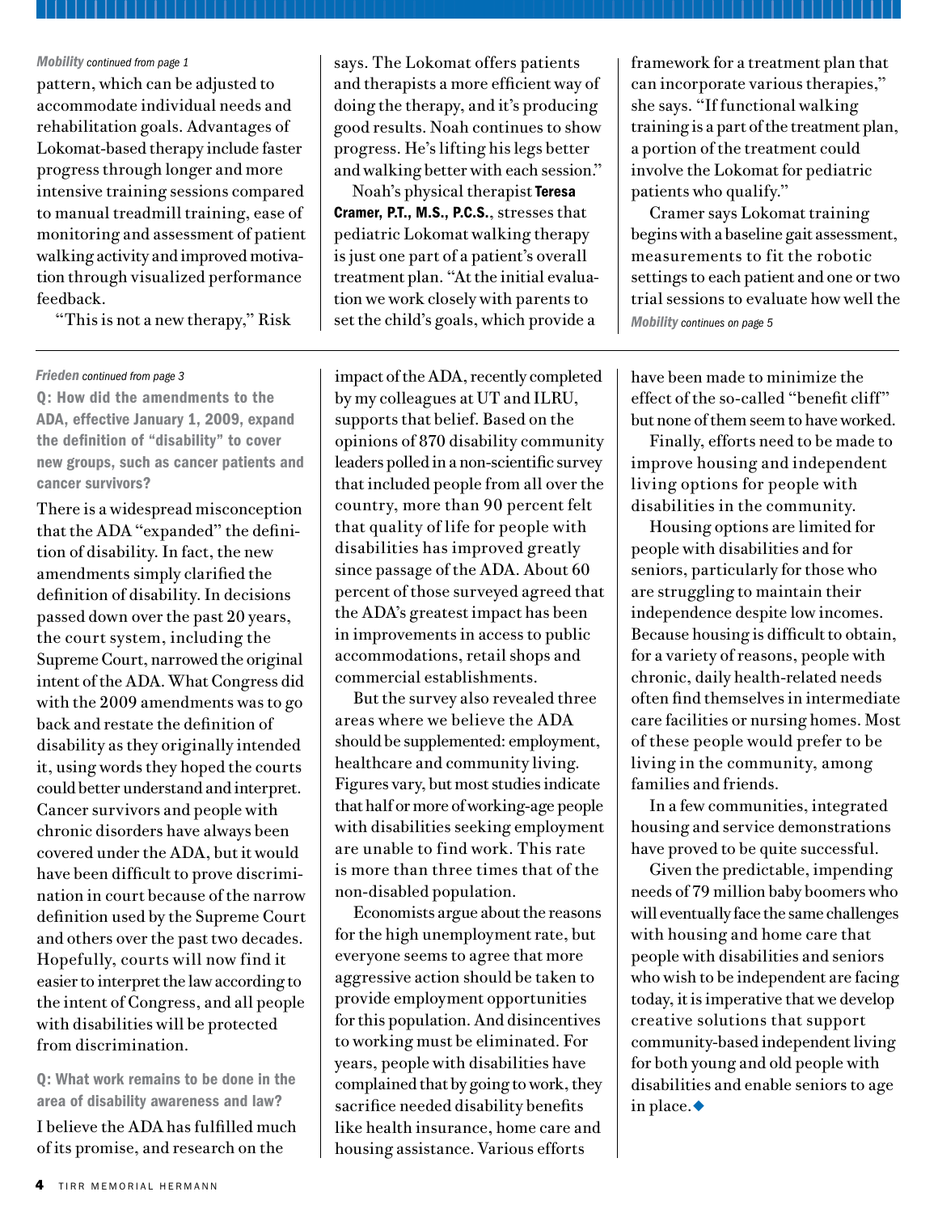*Mobility continued from page 1*

pattern, which can be adjusted to accommodate individual needs and rehabilitation goals. Advantages of Lokomat-based therapy include faster progress through longer and more intensive training sessions compared to manual treadmill training, ease of monitoring and assessment of patient walking activity and improved motivation through visualized performance feedback.

"This is not a new therapy," Risk says. The Lokomat offers patients and therapists a more efficient way of doing the therapy, and it's producing good results. Noah continues to show progress. He's lifting his legs better and walking better with each session."

Noah's physical therapist **Teresa Cramer, P.T., M.S., P.C.S.**, stresses that pediatric Lokomat walking therapy is just one part of a patient's overall treatment plan. "At the initial evaluation we work closely with parents to set the child's goals, which provide a framework for a treatment plan that can incorporate various therapies," she says. "If functional walking training is a part of the treatment plan, a portion of the treatment could involve the Lokomat for pediatric patients who qualify."

Cramer says Lokomat training begins with a baseline gait assessment, measurements to fit the robotic settings to each patient and one or two trial sessions to evaluate how well the

*Mobility continues on page 5*

---

*Frieden continued from page 3*

**Q: How did the amendments to the ADA, effective January 1, 2009, expand the definition of "disability" to cover new groups, such as cancer patients and cancer survivors?**

There is a widespread misconception that the ADA "expanded" the definition of disability. In fact, the new amendments simply clarified the definition of disability. In decisions passed down over the past 20 years, the court system, including the Supreme Court, narrowed the original intent of the ADA. What Congress did with the 2009 amendments was to go back and restate the definition of disability as they originally intended it, using words they hoped the courts could better understand and interpret. Cancer survivors and people with chronic disorders have always been covered under the ADA, but it would have been difficult to prove discrimination in court because of the narrow definition used by the Supreme Court and others over the past two decades. Hopefully, courts will now find it easier to interpret the law according to the intent of Congress, and all people with disabilities will be protected from discrimination.

**Q: What work remains to be done in the area of disability awareness and law?**

I believe the ADA has fulfilled much of its promise, and research on the impact of the ADA, recently completed by my colleagues at UT and ILRU, supports that belief. Based on the opinions of 870 disability community leaders polled in a non-scientific survey that included people from all over the country, more than 90 percent felt that quality of life for people with disabilities has improved greatly since passage of the ADA. About 60 percent of those surveyed agreed that the ADA's greatest impact has been in improvements in access to public accommodations, retail shops and commercial establishments.

But the survey also revealed three areas where we believe the ADA should be supplemented: employment, healthcare and community living. Figures vary, but most studies indicate that half or more of working-age people with disabilities seeking employment are unable to find work. This rate is more than three times that of the non-disabled population.

Economists argue about the reasons for the high unemployment rate, but everyone seems to agree that more aggressive action should be taken to provide employment opportunities for this population. And disincentives to working must be eliminated. For years, people with disabilities have complained that by going to work, they sacrifice needed disability benefits like health insurance, home care and housing assistance. Various efforts have been made to minimize the effect of the so-called "benefit cliff" but none of them seem to have worked.

Finally, efforts need to be made to improve housing and independent living options for people with disabilities in the community.

Housing options are limited for people with disabilities and for seniors, particularly for those who are struggling to maintain their independence despite low incomes. Because housing is difficult to obtain, for a variety of reasons, people with chronic, daily health-related needs often find themselves in intermediate care facilities or nursing homes. Most of these people would prefer to be living in the community, among families and friends.

In a few communities, integrated housing and service demonstrations have proved to be quite successful.

Given the predictable, impending needs of 79 million baby boomers who will eventually face the same challenges with housing and home care that people with disabilities and seniors who wish to be independent are facing today, it is imperative that we develop creative solutions that support community-based independent living for both young and old people with disabilities and enable seniors to age in place.◆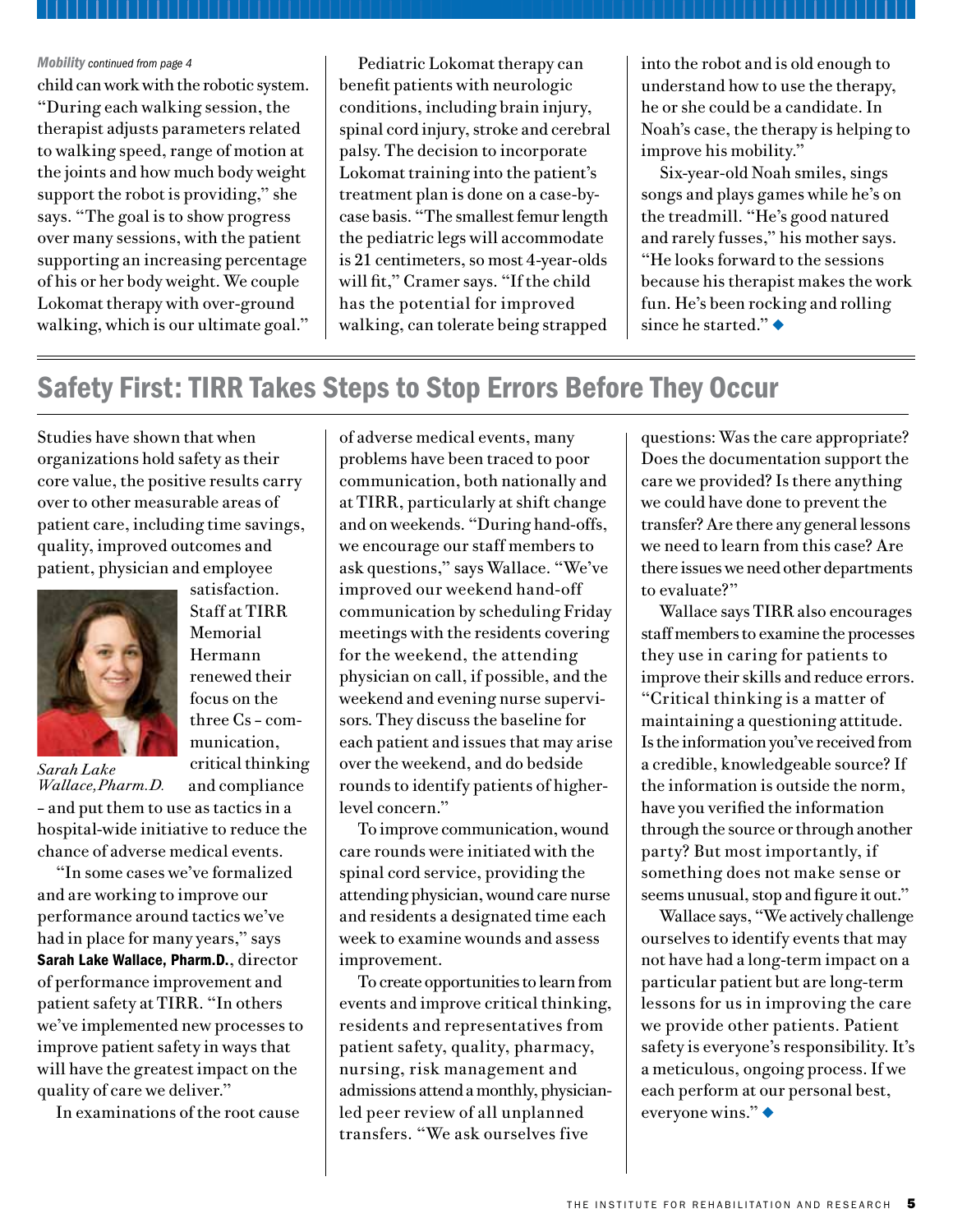*Mobility continued from page 4*

child can work with the robotic system. "During each walking session, the therapist adjusts parameters related to walking speed, range of motion at the joints and how much body weight support the robot is providing," she says. "The goal is to show progress over many sessions, with the patient supporting an increasing percentage of his or her body weight. We couple Lokomat therapy with over-ground walking, which is our ultimate goal."

Pediatric Lokomat therapy can benefit patients with neurologic conditions, including brain injury, spinal cord injury, stroke and cerebral palsy. The decision to incorporate Lokomat training into the patient's treatment plan is done on a case-by-case basis. "The smallest femur length the pediatric legs will accommodate is 21 centimeters, so most 4-year-olds will fit," Cramer says. "If the child has the potential for improved walking, can tolerate being strapped into the robot and is old enough to understand how to use the therapy, he or she could be a candidate. In Noah's case, the therapy is helping to improve his mobility."

Six-year-old Noah smiles, sings songs and plays games while he's on the treadmill. "He's good natured and rarely fusses," his mother says. "He looks forward to the sessions because his therapist makes the work fun. He's been rocking and rolling since he started." ◆

## Safety First: TIRR Takes Steps to Stop Errors Before They Occur

Studies have shown that when organizations hold safety as their core value, the positive results carry over to other measurable areas of patient care, including time savings, quality, improved outcomes and patient, physician and employee satisfaction. Staff at TIRR Memorial Hermann renewed their focus on the three Cs – communication, critical thinking and compliance – and put them to use as tactics in a hospital-wide initiative to reduce the chance of adverse medical events.

*Sarah Lake Wallace, Pharm.D.*

"In some cases we've formalized and are working to improve our performance around tactics we've had in place for many years," says **Sarah Lake Wallace, Pharm.D.**, director of performance improvement and patient safety at TIRR. "In others we've implemented new processes to improve patient safety in ways that will have the greatest impact on the quality of care we deliver."

In examinations of the root cause of adverse medical events, many problems have been traced to poor communication, both nationally and at TIRR, particularly at shift change and on weekends. "During hand-offs, we encourage our staff members to ask questions," says Wallace. "We've improved our weekend hand-off communication by scheduling Friday meetings with the residents covering for the weekend, the attending physician on call, if possible, and the weekend and evening nurse supervisors. They discuss the baseline for each patient and issues that may arise over the weekend, and do bedside rounds to identify patients of higher-level concern."

To improve communication, wound care rounds were initiated with the spinal cord service, providing the attending physician, wound care nurse and residents a designated time each week to examine wounds and assess improvement.

To create opportunities to learn from events and improve critical thinking, residents and representatives from patient safety, quality, pharmacy, nursing, risk management and admissions attend a monthly, physician-led peer review of all unplanned transfers. "We ask ourselves five questions: Was the care appropriate? Does the documentation support the care we provided? Is there anything we could have done to prevent the transfer? Are there any general lessons we need to learn from this case? Are there issues we need other departments to evaluate?"

Wallace says TIRR also encourages staff members to examine the processes they use in caring for patients to improve their skills and reduce errors. "Critical thinking is a matter of maintaining a questioning attitude. Is the information you've received from a credible, knowledgeable source? If the information is outside the norm, have you verified the information through the source or through another party? But most importantly, if something does not make sense or seems unusual, stop and figure it out."

Wallace says, "We actively challenge ourselves to identify events that may not have had a long-term impact on a particular patient but are long-term lessons for us in improving the care we provide other patients. Patient safety is everyone's responsibility. It's a meticulous, ongoing process. If we each perform at our personal best, everyone wins." ◆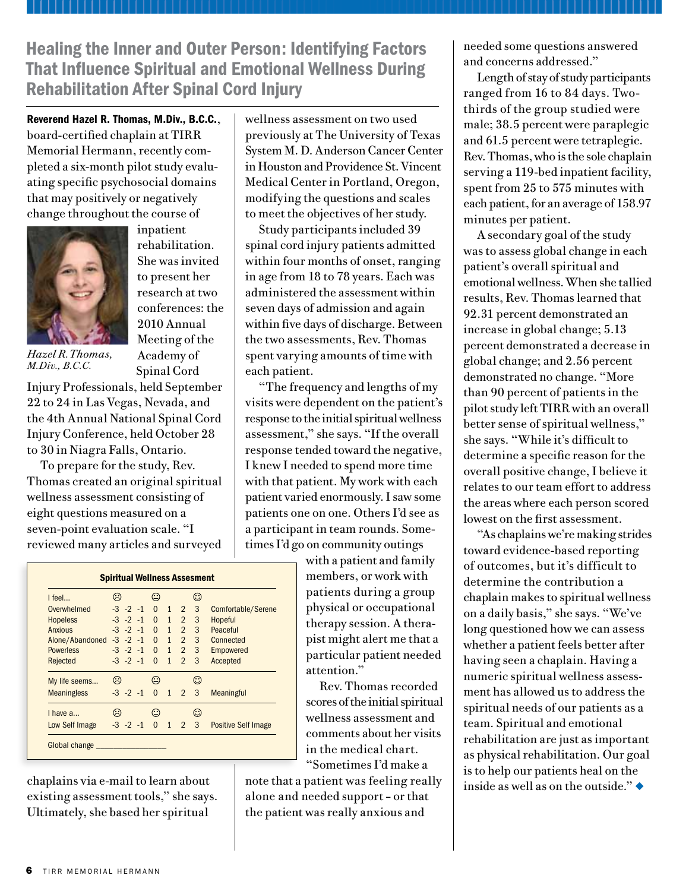# Healing the Inner and Outer Person: Identifying Factors That Influence Spiritual and Emotional Wellness During Rehabilitation After Spinal Cord Injury

**Reverend Hazel R. Thomas, M.Div., B.C.C.**, board-certified chaplain at TIRR Memorial Hermann, recently completed a six-month pilot study evaluating specific psychosocial domains that may positively or negatively change throughout the course of inpatient rehabilitation. She was invited to present her research at two conferences: the 2010 Annual Meeting of the Academy of Spinal Cord Injury Professionals, held September 22 to 24 in Las Vegas, Nevada, and the 4th Annual National Spinal Cord Injury Conference, held October 28 to 30 in Niagra Falls, Ontario.

*Hazel R. Thomas, M.Div., B.C.C.*

To prepare for the study, Rev. Thomas created an original spiritual wellness assessment consisting of eight questions measured on a seven-point evaluation scale. "I reviewed many articles and surveyed chaplains via e-mail to learn about existing assessment tools," she says. Ultimately, she based her spiritual wellness assessment on two used previously at The University of Texas System M. D. Anderson Cancer Center in Houston and Providence St. Vincent Medical Center in Portland, Oregon, modifying the questions and scales to meet the objectives of her study.

**Spiritual Wellness Assesment**

| I feel... | ☹ | | | ☺ | | | ☺ | |
|---|---|---|---|---|---|---|---|---|
| Overwhelmed | -3 | -2 | -1 | 0 | 1 | 2 | 3 | Comfortable/Serene |
| Hopeless | -3 | -2 | -1 | 0 | 1 | 2 | 3 | Hopeful |
| Anxious | -3 | -2 | -1 | 0 | 1 | 2 | 3 | Peaceful |
| Alone/Abandoned | -3 | -2 | -1 | 0 | 1 | 2 | 3 | Connected |
| Powerless | -3 | -2 | -1 | 0 | 1 | 2 | 3 | Empowered |
| Rejected | -3 | -2 | -1 | 0 | 1 | 2 | 3 | Accepted |
| **My life seems...** | ☹ | | | ☺ | | | ☺ | |
| Meaningless | -3 | -2 | -1 | 0 | 1 | 2 | 3 | Meaningful |
| **I have a...** | ☹ | | | ☺ | | | ☺ | |
| Low Self Image | -3 | -2 | -1 | 0 | 1 | 2 | 3 | Positive Self Image |

Global change ________________

Study participants included 39 spinal cord injury patients admitted within four months of onset, ranging in age from 18 to 78 years. Each was administered the assessment within seven days of admission and again within five days of discharge. Between the two assessments, Rev. Thomas spent varying amounts of time with each patient.

"The frequency and lengths of my visits were dependent on the patient's response to the initial spiritual wellness assessment," she says. "If the overall response tended toward the negative, I knew I needed to spend more time with that patient. My work with each patient varied enormously. I saw some patients one on one. Others I'd see as a participant in team rounds. Sometimes I'd go on community outings with a patient and family members, or work with patients during a group physical or occupational therapy session. A therapist might alert me that a particular patient needed attention."

Rev. Thomas recorded scores of the initial spiritual wellness assessment and comments about her visits in the medical chart. "Sometimes I'd make a note that a patient was feeling really alone and needed support – or that the patient was really anxious and needed some questions answered and concerns addressed."

Length of stay of study participants ranged from 16 to 84 days. Two-thirds of the group studied were male; 38.5 percent were paraplegic and 61.5 percent were tetraplegic. Rev. Thomas, who is the sole chaplain serving a 119-bed inpatient facility, spent from 25 to 575 minutes with each patient, for an average of 158.97 minutes per patient.

A secondary goal of the study was to assess global change in each patient's overall spiritual and emotional wellness. When she tallied results, Rev. Thomas learned that 92.31 percent demonstrated an increase in global change; 5.13 percent demonstrated a decrease in global change; and 2.56 percent demonstrated no change. "More than 90 percent of patients in the pilot study left TIRR with an overall better sense of spiritual wellness," she says. "While it's difficult to determine a specific reason for the overall positive change, I believe it relates to our team effort to address the areas where each person scored lowest on the first assessment.

"As chaplains we're making strides toward evidence-based reporting of outcomes, but it's difficult to determine the contribution a chaplain makes to spiritual wellness on a daily basis," she says. "We've long questioned how we can assess whether a patient feels better after having seen a chaplain. Having a numeric spiritual wellness assessment has allowed us to address the spiritual needs of our patients as a team. Spiritual and emotional rehabilitation are just as important as physical rehabilitation. Our goal is to help our patients heal on the inside as well as on the outside." ◆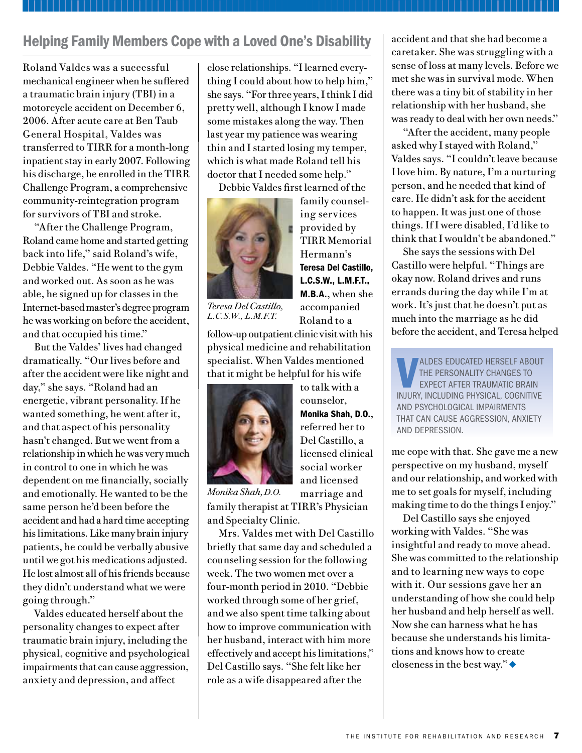## Helping Family Members Cope with a Loved One's Disability

Roland Valdes was a successful mechanical engineer when he suffered a traumatic brain injury (TBI) in a motorcycle accident on December 6, 2006. After acute care at Ben Taub General Hospital, Valdes was transferred to TIRR for a month-long inpatient stay in early 2007. Following his discharge, he enrolled in the TIRR Challenge Program, a comprehensive community-reintegration program for survivors of TBI and stroke.

"After the Challenge Program, Roland came home and started getting back into life," said Roland's wife, Debbie Valdes. "He went to the gym and worked out. As soon as he was able, he signed up for classes in the Internet-based master's degree program he was working on before the accident, and that occupied his time."

But the Valdes' lives had changed dramatically. "Our lives before and after the accident were like night and day," she says. "Roland had an energetic, vibrant personality. If he wanted something, he went after it, and that aspect of his personality hasn't changed. But we went from a relationship in which he was very much in control to one in which he was dependent on me financially, socially and emotionally. He wanted to be the same person he'd been before the accident and had a hard time accepting his limitations. Like many brain injury patients, he could be verbally abusive until we got his medications adjusted. He lost almost all of his friends because they didn't understand what we were going through."

Valdes educated herself about the personality changes to expect after traumatic brain injury, including the physical, cognitive and psychological impairments that can cause aggression, anxiety and depression, and affect close relationships. "I learned everything I could about how to help him," she says. "For three years, I think I did pretty well, although I know I made some mistakes along the way. Then last year my patience was wearing thin and I started losing my temper, which is what made Roland tell his doctor that I needed some help."

Debbie Valdes first learned of the family counseling services provided by TIRR Memorial Hermann's **Teresa Del Castillo, L.C.S.W., L.M.F.T., M.B.A.**, when she accompanied Roland to a follow-up outpatient clinic visit with his physical medicine and rehabilitation specialist. When Valdes mentioned that it might be helpful for his wife to talk with a counselor, **Monika Shah, D.O.**, referred her to Del Castillo, a licensed clinical social worker and licensed marriage and family therapist at TIRR's Physician and Specialty Clinic.

*Teresa Del Castillo, L.C.S.W., L.M.F.T.*

*Monika Shah, D.O.*

Mrs. Valdes met with Del Castillo briefly that same day and scheduled a counseling session for the following week. The two women met over a four-month period in 2010. "Debbie worked through some of her grief, and we also spent time talking about how to improve communication with her husband, interact with him more effectively and accept his limitations," Del Castillo says. "She felt like her role as a wife disappeared after the accident and that she had become a caretaker. She was struggling with a sense of loss at many levels. Before we met she was in survival mode. When there was a tiny bit of stability in her relationship with her husband, she was ready to deal with her own needs."

"After the accident, many people asked why I stayed with Roland," Valdes says. "I couldn't leave because I love him. By nature, I'm a nurturing person, and he needed that kind of care. He didn't ask for the accident to happen. It was just one of those things. If I were disabled, I'd like to think that I wouldn't be abandoned."

She says the sessions with Del Castillo were helpful. "Things are okay now. Roland drives and runs errands during the day while I'm at work. It's just that he doesn't put as much into the marriage as he did before the accident, and Teresa helped me cope with that. She gave me a new perspective on my husband, myself and our relationship, and worked with me to set goals for myself, including making time to do the things I enjoy."

> VALDES EDUCATED HERSELF ABOUT THE PERSONALITY CHANGES TO EXPECT AFTER TRAUMATIC BRAIN INJURY, INCLUDING PHYSICAL, COGNITIVE AND PSYCHOLOGICAL IMPAIRMENTS THAT CAN CAUSE AGGRESSION, ANXIETY AND DEPRESSION.

Del Castillo says she enjoyed working with Valdes. "She was insightful and ready to move ahead. She was committed to the relationship and to learning new ways to cope with it. Our sessions gave her an understanding of how she could help her husband and help herself as well. Now she can harness what he has because she understands his limitations and knows how to create closeness in the best way." ◆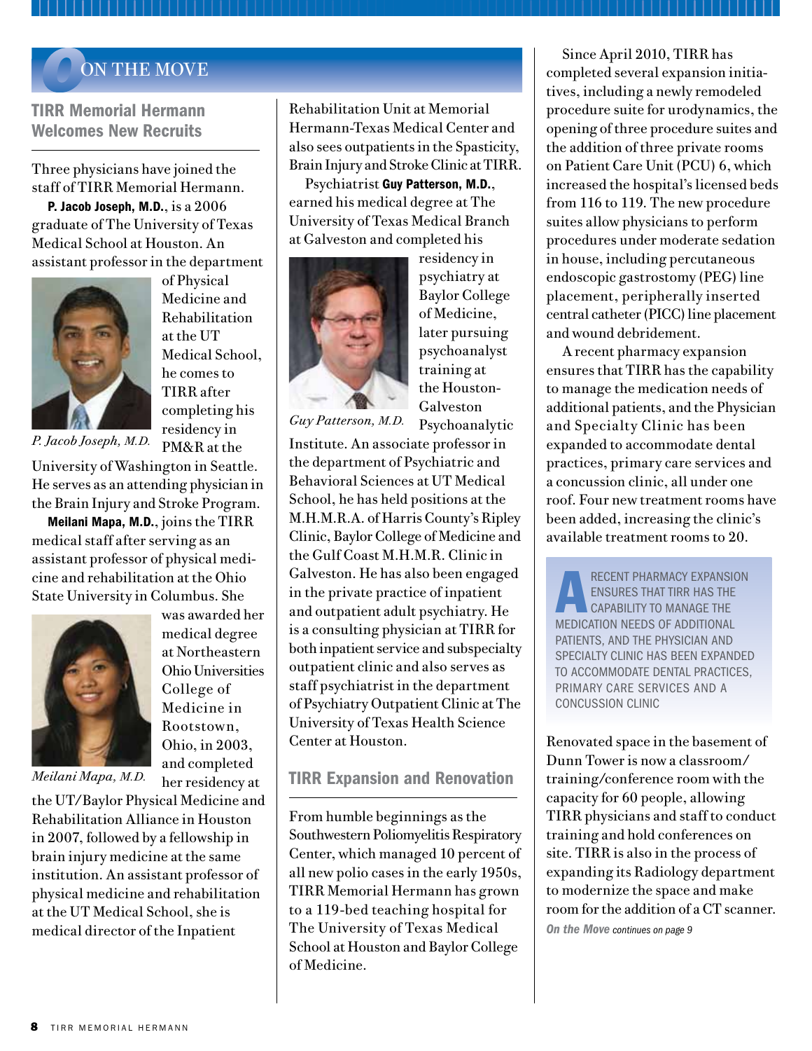# On the Move

## TIRR Memorial Hermann Welcomes New Recruits

Three physicians have joined the staff of TIRR Memorial Hermann.

**P. Jacob Joseph, M.D.**, is a 2006 graduate of The University of Texas Medical School at Houston. An assistant professor in the department of Physical Medicine and Rehabilitation at the UT Medical School, he comes to TIRR after completing his residency in PM&R at the University of Washington in Seattle. He serves as an attending physician in the Brain Injury and Stroke Program.

*P. Jacob Joseph, M.D.*

**Meilani Mapa, M.D.**, joins the TIRR medical staff after serving as an assistant professor of physical medicine and rehabilitation at the Ohio State University in Columbus. She was awarded her medical degree at Northeastern Ohio Universities College of Medicine in Rootstown, Ohio, in 2003, and completed her residency at the UT/Baylor Physical Medicine and Rehabilitation Alliance in Houston in 2007, followed by a fellowship in brain injury medicine at the same institution. An assistant professor of physical medicine and rehabilitation at the UT Medical School, she is medical director of the Inpatient Rehabilitation Unit at Memorial Hermann-Texas Medical Center and also sees outpatients in the Spasticity, Brain Injury and Stroke Clinic at TIRR.

*Meilani Mapa, M.D.*

Psychiatrist **Guy Patterson, M.D.**, earned his medical degree at The University of Texas Medical Branch at Galveston and completed his residency in psychiatry at Baylor College of Medicine, later pursuing psychoanalyst training at the Houston-Galveston Psychoanalytic Institute. An associate professor in the department of Psychiatric and Behavioral Sciences at UT Medical School, he has held positions at the M.H.M.R.A. of Harris County's Ripley Clinic, Baylor College of Medicine and the Gulf Coast M.H.M.R. Clinic in Galveston. He has also been engaged in the private practice of inpatient and outpatient adult psychiatry. He is a consulting physician at TIRR for both inpatient service and subspecialty outpatient clinic and also serves as staff psychiatrist in the department of Psychiatry Outpatient Clinic at The University of Texas Health Science Center at Houston.

*Guy Patterson, M.D.*

## TIRR Expansion and Renovation

From humble beginnings as the Southwestern Poliomyelitis Respiratory Center, which managed 10 percent of all new polio cases in the early 1950s, TIRR Memorial Hermann has grown to a 119-bed teaching hospital for The University of Texas Medical School at Houston and Baylor College of Medicine.

Since April 2010, TIRR has completed several expansion initiatives, including a newly remodeled procedure suite for urodynamics, the opening of three procedure suites and the addition of three private rooms on Patient Care Unit (PCU) 6, which increased the hospital's licensed beds from 116 to 119. The new procedure suites allow physicians to perform procedures under moderate sedation in house, including percutaneous endoscopic gastrostomy (PEG) line placement, peripherally inserted central catheter (PICC) line placement and wound debridement.

A recent pharmacy expansion ensures that TIRR has the capability to manage the medication needs of additional patients, and the Physician and Specialty Clinic has been expanded to accommodate dental practices, primary care services and a concussion clinic, all under one roof. Four new treatment rooms have been added, increasing the clinic's available treatment rooms to 20.

> A RECENT PHARMACY EXPANSION ENSURES THAT TIRR HAS THE CAPABILITY TO MANAGE THE MEDICATION NEEDS OF ADDITIONAL PATIENTS, AND THE PHYSICIAN AND SPECIALTY CLINIC HAS BEEN EXPANDED TO ACCOMMODATE DENTAL PRACTICES, PRIMARY CARE SERVICES AND A CONCUSSION CLINIC

Renovated space in the basement of Dunn Tower is now a classroom/training/conference room with the capacity for 60 people, allowing TIRR physicians and staff to conduct training and hold conferences on site. TIRR is also in the process of expanding its Radiology department to modernize the space and make room for the addition of a CT scanner.

*On the Move continues on page 9*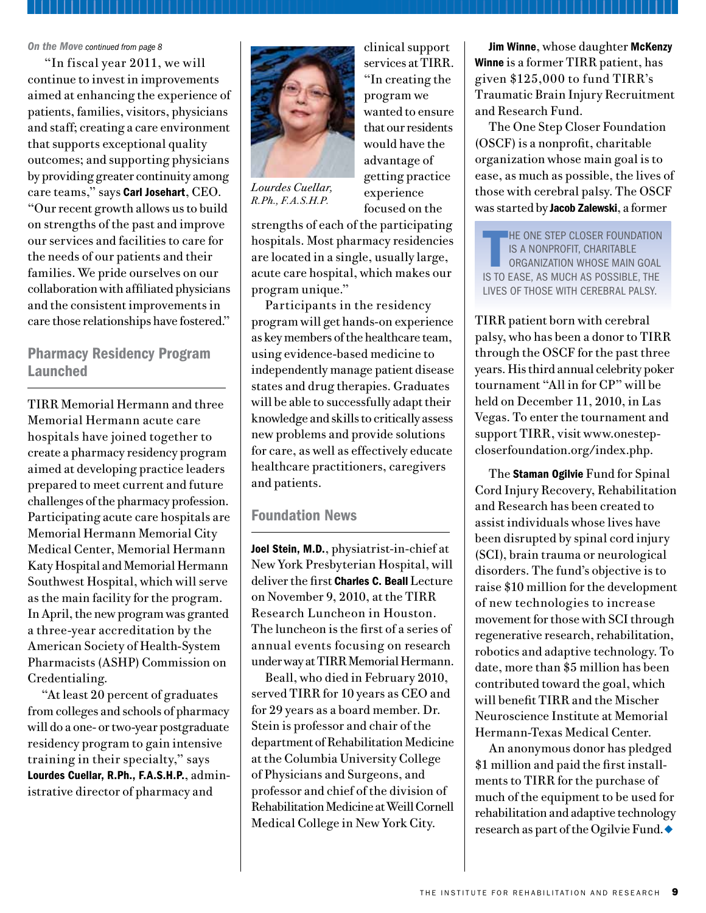*On the Move continued from page 8*

"In fiscal year 2011, we will continue to invest in improvements aimed at enhancing the experience of patients, families, visitors, physicians and staff; creating a care environment that supports exceptional quality outcomes; and supporting physicians by providing greater continuity among care teams," says **Carl Josehart**, CEO. "Our recent growth allows us to build on strengths of the past and improve our services and facilities to care for the needs of our patients and their families. We pride ourselves on our collaboration with affiliated physicians and the consistent improvements in care those relationships have fostered."

## Pharmacy Residency Program Launched

TIRR Memorial Hermann and three Memorial Hermann acute care hospitals have joined together to create a pharmacy residency program aimed at developing practice leaders prepared to meet current and future challenges of the pharmacy profession. Participating acute care hospitals are Memorial Hermann Memorial City Medical Center, Memorial Hermann Katy Hospital and Memorial Hermann Southwest Hospital, which will serve as the main facility for the program. In April, the new program was granted a three-year accreditation by the American Society of Health-System Pharmacists (ASHP) Commission on Credentialing.

"At least 20 percent of graduates from colleges and schools of pharmacy will do a one- or two-year postgraduate residency program to gain intensive training in their specialty," says **Lourdes Cuellar, R.Ph., F.A.S.H.P.**, administrative director of pharmacy and clinical support services at TIRR. "In creating the program we wanted to ensure that our residents would have the advantage of getting practice experience focused on the strengths of each of the participating hospitals. Most pharmacy residencies are located in a single, usually large, acute care hospital, which makes our program unique."

*Lourdes Cuellar, R.Ph., F.A.S.H.P.*

Participants in the residency program will get hands-on experience as key members of the healthcare team, using evidence-based medicine to independently manage patient disease states and drug therapies. Graduates will be able to successfully adapt their knowledge and skills to critically assess new problems and provide solutions for care, as well as effectively educate healthcare practitioners, caregivers and patients.

## Foundation News

**Joel Stein, M.D.**, physiatrist-in-chief at New York Presbyterian Hospital, will deliver the first **Charles C. Beall** Lecture on November 9, 2010, at the TIRR Research Luncheon in Houston. The luncheon is the first of a series of annual events focusing on research underway at TIRR Memorial Hermann.

Beall, who died in February 2010, served TIRR for 10 years as CEO and for 29 years as a board member. Dr. Stein is professor and chair of the department of Rehabilitation Medicine at the Columbia University College of Physicians and Surgeons, and professor and chief of the division of Rehabilitation Medicine at Weill Cornell Medical College in New York City.

**Jim Winne**, whose daughter **McKenzy Winne** is a former TIRR patient, has given $125,000 to fund TIRR's Traumatic Brain Injury Recruitment and Research Fund.

The One Step Closer Foundation (OSCF) is a nonprofit, charitable organization whose main goal is to ease, as much as possible, the lives of those with cerebral palsy. The OSCF was started by **Jacob Zalewski**, a former TIRR patient born with cerebral palsy, who has been a donor to TIRR through the OSCF for the past three years. His third annual celebrity poker tournament "All in for CP" will be held on December 11, 2010, in Las Vegas. To enter the tournament and support TIRR, visit www.onestep-closerfoundation.org/index.php.

> THE ONE STEP CLOSER FOUNDATION IS A NONPROFIT, CHARITABLE ORGANIZATION WHOSE MAIN GOAL IS TO EASE, AS MUCH AS POSSIBLE, THE LIVES OF THOSE WITH CEREBRAL PALSY.

The **Staman Ogilvie** Fund for Spinal Cord Injury Recovery, Rehabilitation and Research has been created to assist individuals whose lives have been disrupted by spinal cord injury (SCI), brain trauma or neurological disorders. The fund's objective is to raise $10 million for the development of new technologies to increase movement for those with SCI through regenerative research, rehabilitation, robotics and adaptive technology. To date, more than $5 million has been contributed toward the goal, which will benefit TIRR and the Mischer Neuroscience Institute at Memorial Hermann-Texas Medical Center.

An anonymous donor has pledged $1 million and paid the first installments to TIRR for the purchase of much of the equipment to be used for rehabilitation and adaptive technology research as part of the Ogilvie Fund. ◆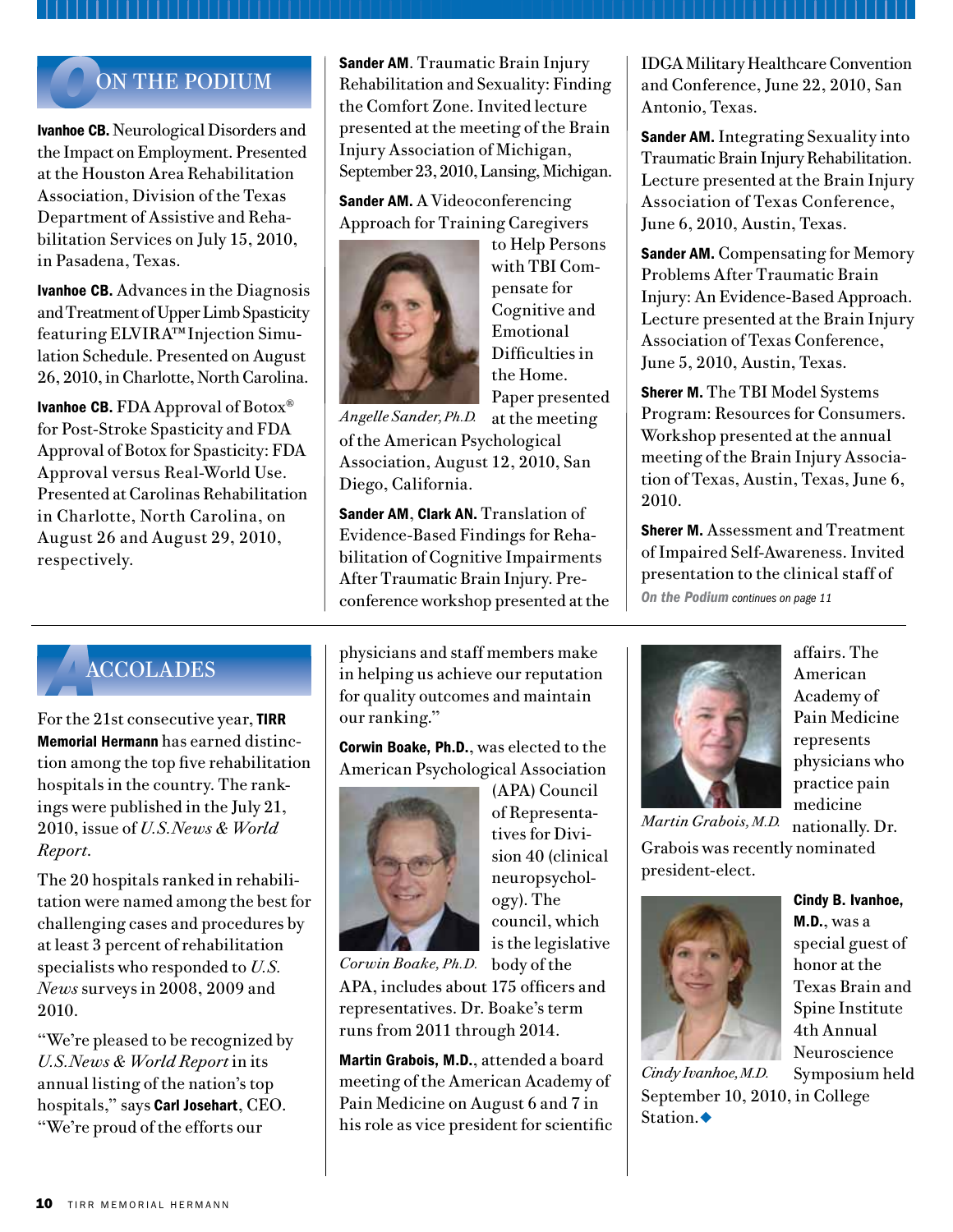## ON THE PODIUM

**Ivanhoe CB.** Neurological Disorders and the Impact on Employment. Presented at the Houston Area Rehabilitation Association, Division of the Texas Department of Assistive and Rehabilitation Services on July 15, 2010, in Pasadena, Texas.

**Ivanhoe CB.** Advances in the Diagnosis and Treatment of Upper Limb Spasticity featuring ELVIRA™ Injection Simulation Schedule. Presented on August 26, 2010, in Charlotte, North Carolina.

**Ivanhoe CB.** FDA Approval of Botox® for Post-Stroke Spasticity and FDA Approval of Botox for Spasticity: FDA Approval versus Real-World Use. Presented at Carolinas Rehabilitation in Charlotte, North Carolina, on August 26 and August 29, 2010, respectively.

**Sander AM**. Traumatic Brain Injury Rehabilitation and Sexuality: Finding the Comfort Zone. Invited lecture presented at the meeting of the Brain Injury Association of Michigan, September 23, 2010, Lansing, Michigan.

**Sander AM.** A Videoconferencing Approach for Training Caregivers to Help Persons with TBI Compensate for Cognitive and Emotional Difficulties in the Home. Paper presented at the meeting of the American Psychological Association, August 12, 2010, San Diego, California.

*Angelle Sander, Ph.D.*

**Sander AM**, **Clark AN.** Translation of Evidence-Based Findings for Rehabilitation of Cognitive Impairments After Traumatic Brain Injury. Preconference workshop presented at the IDGA Military Healthcare Convention and Conference, June 22, 2010, San Antonio, Texas.

**Sander AM.** Integrating Sexuality into Traumatic Brain Injury Rehabilitation. Lecture presented at the Brain Injury Association of Texas Conference, June 6, 2010, Austin, Texas.

**Sander AM.** Compensating for Memory Problems After Traumatic Brain Injury: An Evidence-Based Approach. Lecture presented at the Brain Injury Association of Texas Conference, June 5, 2010, Austin, Texas.

**Sherer M.** The TBI Model Systems Program: Resources for Consumers. Workshop presented at the annual meeting of the Brain Injury Association of Texas, Austin, Texas, June 6, 2010.

**Sherer M.** Assessment and Treatment of Impaired Self-Awareness. Invited presentation to the clinical staff of

*On the Podium continues on page 11*

## ACCOLADES

For the 21st consecutive year, **TIRR Memorial Hermann** has earned distinction among the top five rehabilitation hospitals in the country. The rankings were published in the July 21, 2010, issue of *U.S.News & World Report*.

The 20 hospitals ranked in rehabilitation were named among the best for challenging cases and procedures by at least 3 percent of rehabilitation specialists who responded to *U.S. News* surveys in 2008, 2009 and 2010.

"We're pleased to be recognized by *U.S.News & World Report* in its annual listing of the nation's top hospitals," says **Carl Josehart**, CEO. "We're proud of the efforts our physicians and staff members make in helping us achieve our reputation for quality outcomes and maintain our ranking."

**Corwin Boake, Ph.D.**, was elected to the American Psychological Association (APA) Council of Representatives for Division 40 (clinical neuropsychology). The council, which is the legislative body of the APA, includes about 175 officers and representatives. Dr. Boake's term runs from 2011 through 2014.

*Corwin Boake, Ph.D.*

**Martin Grabois, M.D.**, attended a board meeting of the American Academy of Pain Medicine on August 6 and 7 in his role as vice president for scientific affairs. The American Academy of Pain Medicine represents physicians who practice pain medicine nationally. Dr. Grabois was recently nominated president-elect.

*Martin Grabois, M.D.*

**Cindy B. Ivanhoe, M.D.**, was a special guest of honor at the Texas Brain and Spine Institute 4th Annual Neuroscience Symposium held September 10, 2010, in College Station.

*Cindy Ivanhoe, M.D.*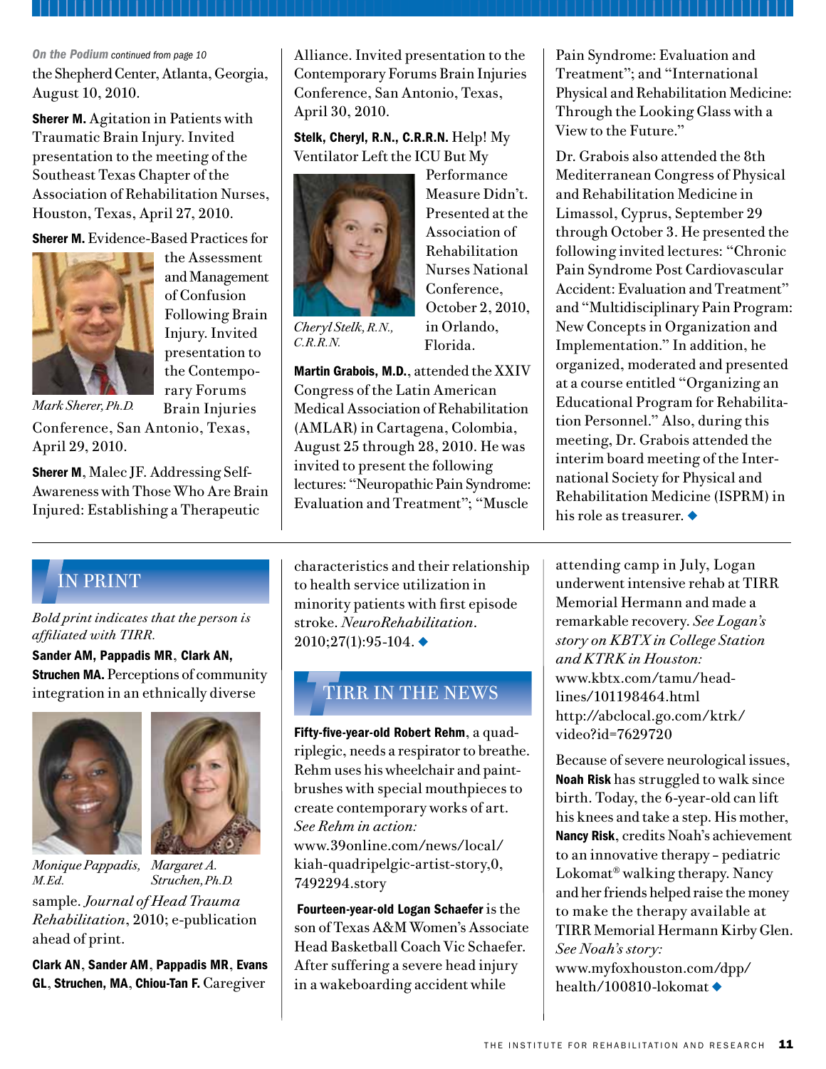*On the Podium continued from page 10*

the Shepherd Center, Atlanta, Georgia, August 10, 2010.

**Sherer M.** Agitation in Patients with Traumatic Brain Injury. Invited presentation to the meeting of the Southeast Texas Chapter of the Association of Rehabilitation Nurses, Houston, Texas, April 27, 2010.

**Sherer M.** Evidence-Based Practices for the Assessment and Management of Confusion Following Brain Injury. Invited presentation to the Contemporary Forums Brain Injuries Conference, San Antonio, Texas, April 29, 2010.

*Mark Sherer, Ph.D.*

**Sherer M**, Malec JF. Addressing Self-Awareness with Those Who Are Brain Injured: Establishing a Therapeutic Alliance. Invited presentation to the Contemporary Forums Brain Injuries Conference, San Antonio, Texas, April 30, 2010.

**Stelk, Cheryl, R.N., C.R.R.N.** Help! My Ventilator Left the ICU But My Performance Measure Didn't. Presented at the Association of Rehabilitation Nurses National Conference, October 2, 2010, in Orlando, Florida.

*Cheryl Stelk, R.N., C.R.R.N.*

**Martin Grabois, M.D.**, attended the XXIV Congress of the Latin American Medical Association of Rehabilitation (AMLAR) in Cartagena, Colombia, August 25 through 28, 2010. He was invited to present the following lectures: "Neuropathic Pain Syndrome: Evaluation and Treatment"; "Muscle Pain Syndrome: Evaluation and Treatment"; and "International Physical and Rehabilitation Medicine: Through the Looking Glass with a View to the Future."

Dr. Grabois also attended the 8th Mediterranean Congress of Physical and Rehabilitation Medicine in Limassol, Cyprus, September 29 through October 3. He presented the following invited lectures: "Chronic Pain Syndrome Post Cardiovascular Accident: Evaluation and Treatment" and "Multidisciplinary Pain Program: New Concepts in Organization and Implementation." In addition, he organized, moderated and presented at a course entitled "Organizing an Educational Program for Rehabilitation Personnel." Also, during this meeting, Dr. Grabois attended the interim board meeting of the International Society for Physical and Rehabilitation Medicine (ISPRM) in his role as treasurer. ◆

## IN PRINT

*Bold print indicates that the person is affiliated with TIRR.*

**Sander AM, Pappadis MR, Clark AN, Struchen MA.** Perceptions of community integration in an ethnically diverse sample. *Journal of Head Trauma Rehabilitation*, 2010; e-publication ahead of print.

*Monique Pappadis, M.Ed.*

*Margaret A. Struchen, Ph.D.*

**Clark AN**, **Sander AM**, **Pappadis MR**, **Evans GL**, **Struchen, MA**, **Chiou-Tan F.** Caregiver characteristics and their relationship to health service utilization in minority patients with first episode stroke. *NeuroRehabilitation*. 2010;27(1):95-104. ◆

## TIRR IN THE NEWS

**Fifty-five-year-old Robert Rehm**, a quadriplegic, needs a respirator to breathe. Rehm uses his wheelchair and paintbrushes with special mouthpieces to create contemporary works of art. *See Rehm in action:* www.39online.com/news/local/kiah-quadripelgic-artist-story,0,7492294.story

**Fourteen-year-old Logan Schaefer** is the son of Texas A&M Women's Associate Head Basketball Coach Vic Schaefer. After suffering a severe head injury in a wakeboarding accident while attending camp in July, Logan underwent intensive rehab at TIRR Memorial Hermann and made a remarkable recovery. *See Logan's story on KBTX in College Station and KTRK in Houston:* www.kbtx.com/tamu/headlines/101198464.html http://abclocal.go.com/ktrk/video?id=7629720

Because of severe neurological issues, **Noah Risk** has struggled to walk since birth. Today, the 6-year-old can lift his knees and take a step. His mother, **Nancy Risk**, credits Noah's achievement to an innovative therapy – pediatric Lokomat® walking therapy. Nancy and her friends helped raise the money to make the therapy available at TIRR Memorial Hermann Kirby Glen. *See Noah's story:* www.myfoxhouston.com/dpp/health/100810-lokomat ◆